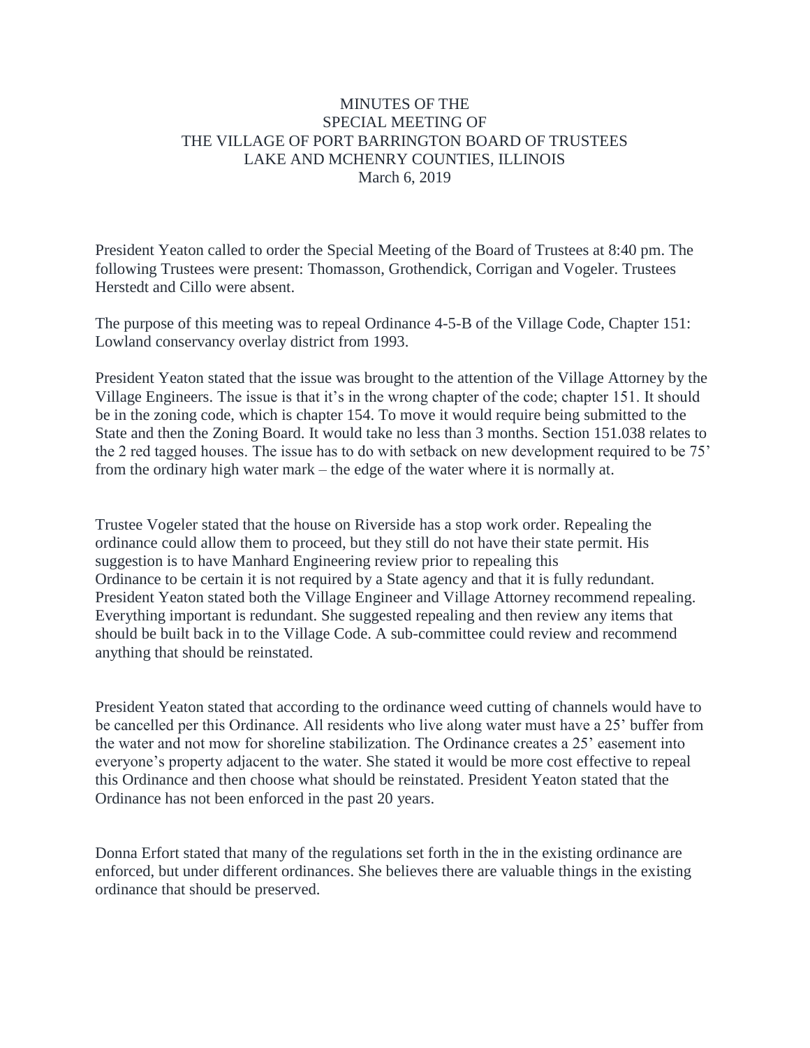# MINUTES OF THE SPECIAL MEETING OF THE VILLAGE OF PORT BARRINGTON BOARD OF TRUSTEES LAKE AND MCHENRY COUNTIES, ILLINOIS

March 6, 2019

President Yeaton called to order the Special Meeting of the Board of Trustees at 8:40 pm. The following Trustees were present: Thomasson, Grothendick, Corrigan and Vogeler. Trustees Herstedt and Cillo were absent.

The purpose of this meeting was to repeal Ordinance 4-5-B of the Village Code, Chapter 151: Lowland conservancy overlay district from 1993.

President Yeaton stated that the issue was brought to the attention of the Village Attorney by the Village Engineers. The issue is that it's in the wrong chapter of the code; chapter 151. It should be in the zoning code, which is chapter 154. To move it would require being submitted to the State and then the Zoning Board. It would take no less than 3 months. Section 151.038 relates to the 2 red tagged houses. The issue has to do with setback on new development required to be 75' from the ordinary high water mark – the edge of the water where it is normally at.

Trustee Vogeler stated that the house on Riverside has a stop work order. Repealing the ordinance could allow them to proceed, but they still do not have their state permit. His suggestion is to have Manhard Engineering review prior to repealing this Ordinance to be certain it is not required by a State agency and that it is fully redundant. President Yeaton stated both the Village Engineer and Village Attorney recommend repealing. Everything important is redundant. She suggested repealing and then review any items that should be built back in to the Village Code. A sub-committee could review and recommend anything that should be reinstated.

President Yeaton stated that according to the ordinance weed cutting of channels would have to be cancelled per this Ordinance. All residents who live along water must have a 25' buffer from the water and not mow for shoreline stabilization. The Ordinance creates a 25' easement into everyone's property adjacent to the water. She stated it would be more cost effective to repeal this Ordinance and then choose what should be reinstated. President Yeaton stated that the Ordinance has not been enforced in the past 20 years.

Donna Erfort stated that many of the regulations set forth in the in the existing ordinance are enforced, but under different ordinances. She believes there are valuable things in the existing ordinance that should be preserved.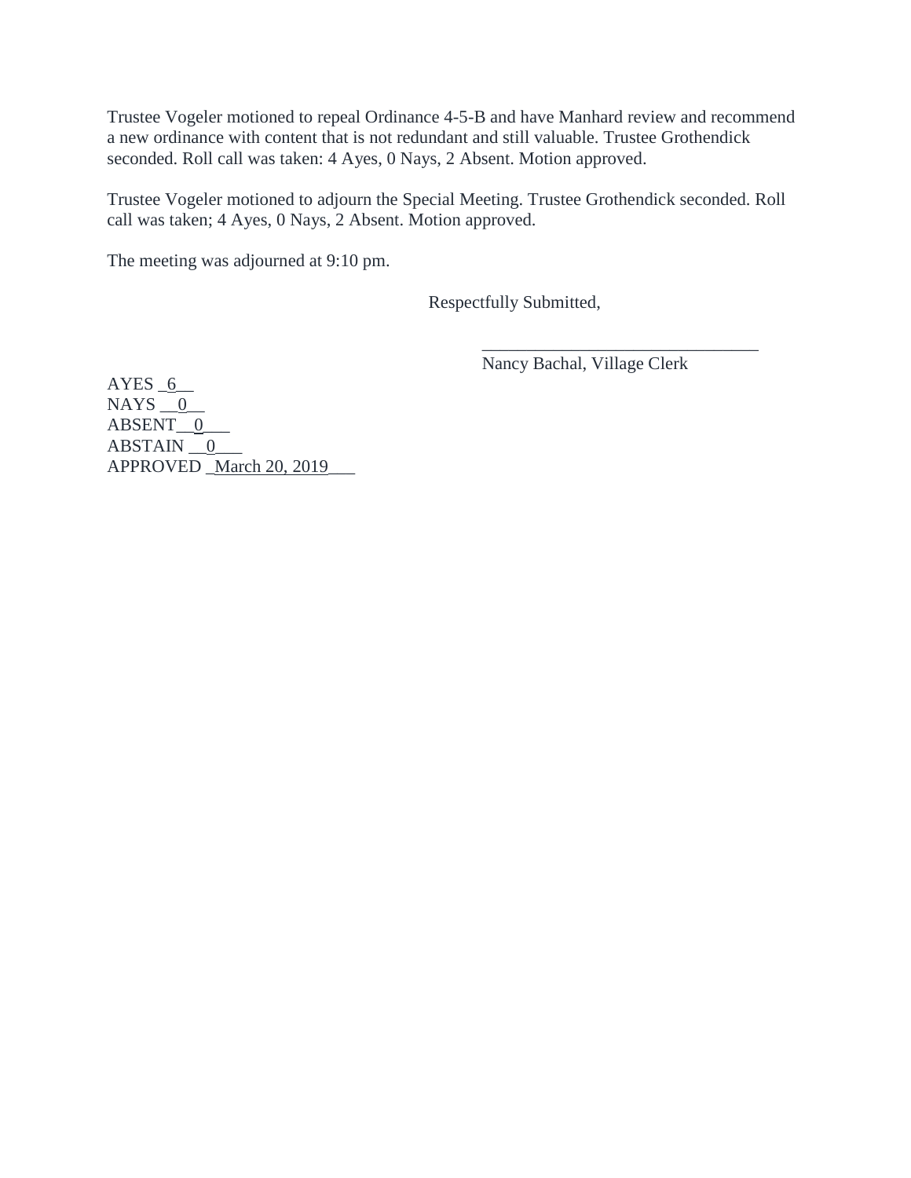Trustee Vogeler motioned to repeal Ordinance 4-5-B and have Manhard review and recommend a new ordinance with content that is not redundant and still valuable. Trustee Grothendick seconded. Roll call was taken: 4 Ayes, 0 Nays, 2 Absent. Motion approved.

Trustee Vogeler motioned to adjourn the Special Meeting. Trustee Grothendick seconded. Roll call was taken; 4 Ayes, 0 Nays, 2 Absent. Motion approved.

The meeting was adjourned at 9:10 pm.

Respectfully Submitted,

_______________________________
Nancy Bachal, Village Clerk

AYES _6__
NAYS __0__
ABSENT__0___
ABSTAIN __0___
APPROVED _March 20, 2019___